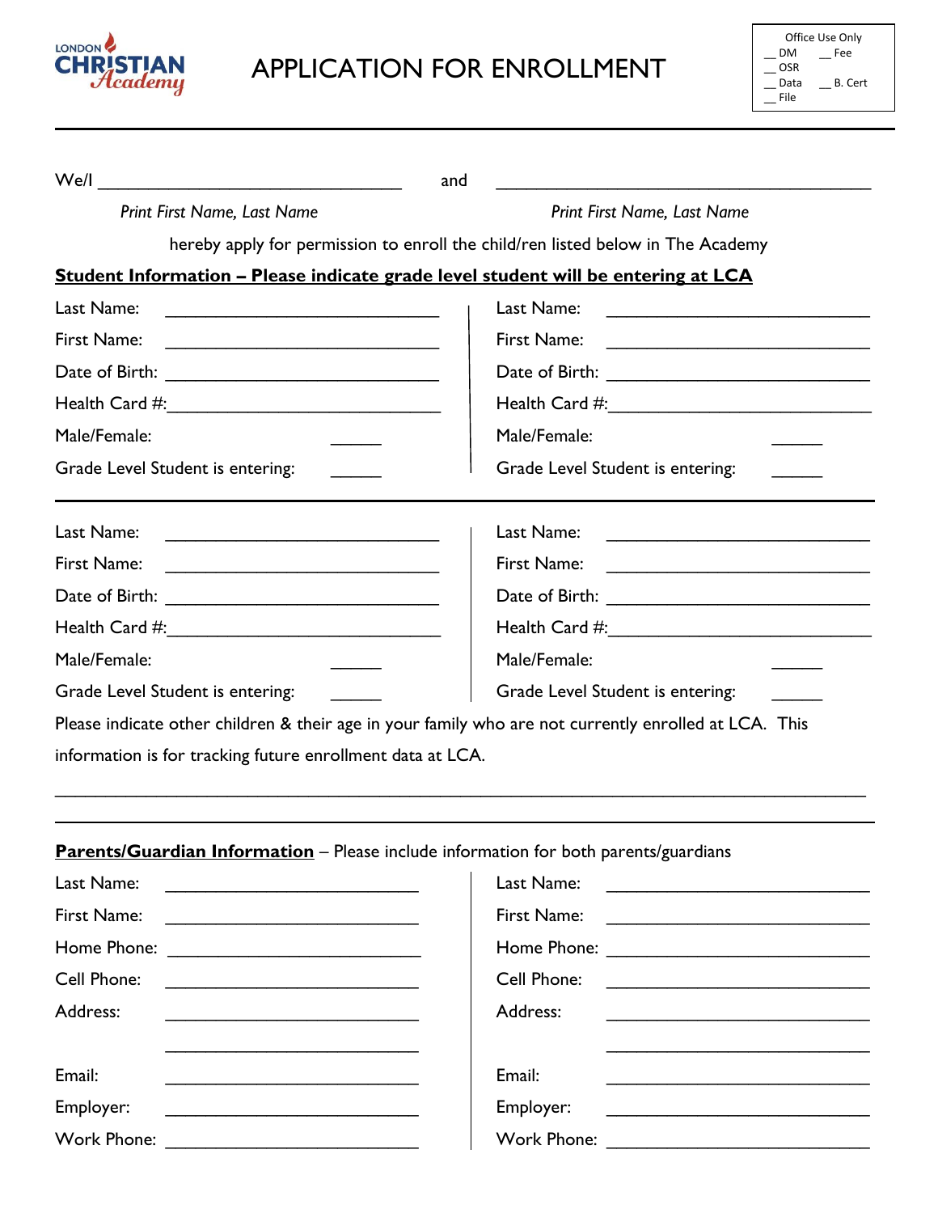LONDON CHRISTIAN Academy

# APPLICATION FOR ENROLLMENT

| Office Use Only | |
|---|---|
| __ DM | __ Fee |
| __ OSR | |
| __ Data | __ B. Cert |
| __ File | |

---

We/I ________________________________ and ________________________________

*Print First Name, Last Name* *Print First Name, Last Name*

hereby apply for permission to enroll the child/ren listed below in The Academy

**Student Information – Please indicate grade level student will be entering at LCA**

Last Name: ____________________________
First Name: ____________________________
Date of Birth: ____________________________
Health Card #:____________________________
Male/Female: _____
Grade Level Student is entering: _____

Last Name: ____________________________
First Name: ____________________________
Date of Birth: ____________________________
Health Card #:____________________________
Male/Female: _____
Grade Level Student is entering: _____

---

Last Name: ____________________________
First Name: ____________________________
Date of Birth: ____________________________
Health Card #:____________________________
Male/Female: _____
Grade Level Student is entering: _____

Last Name: ____________________________
First Name: ____________________________
Date of Birth: ____________________________
Health Card #:____________________________
Male/Female: _____
Grade Level Student is entering: _____

Please indicate other children & their age in your family who are not currently enrolled at LCA. This information is for tracking future enrollment data at LCA.

________________________________________________________________________________

---

**Parents/Guardian Information** – Please include information for both parents/guardians

Last Name: ____________________________
First Name: ____________________________
Home Phone: ____________________________
Cell Phone: ____________________________
Address: ____________________________
____________________________
Email: ____________________________
Employer: ____________________________
Work Phone: ____________________________

Last Name: ____________________________
First Name: ____________________________
Home Phone: ____________________________
Cell Phone: ____________________________
Address: ____________________________
____________________________
Email: ____________________________
Employer: ____________________________
Work Phone: ____________________________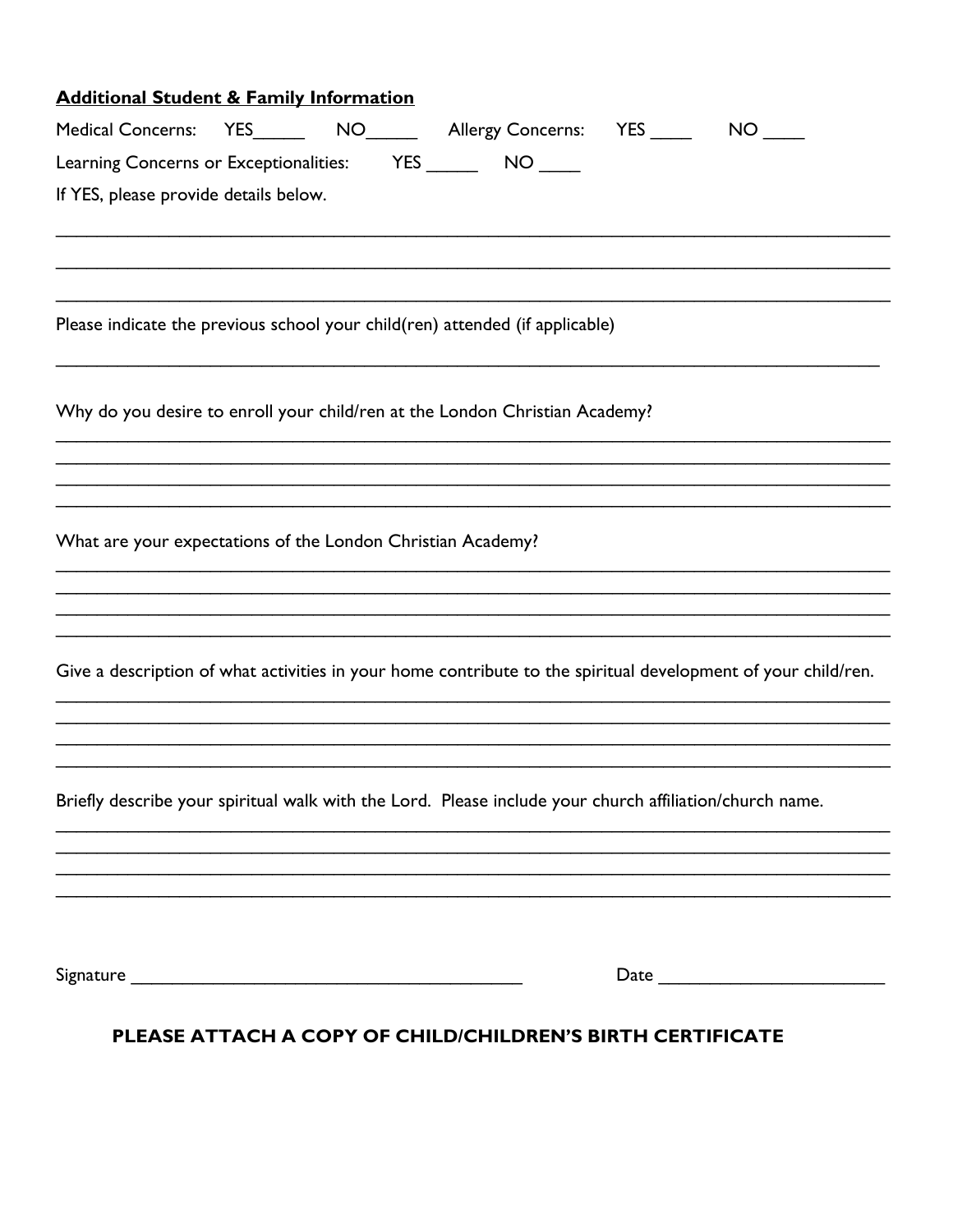**Additional Student & Family Information**

Medical Concerns: YES_____ NO_____ Allergy Concerns: YES ____ NO ____

Learning Concerns or Exceptionalities: YES _____ NO ____

If YES, please provide details below.

______________________________________________________________________________

______________________________________________________________________________

______________________________________________________________________________

Please indicate the previous school your child(ren) attended (if applicable)

______________________________________________________________________________

Why do you desire to enroll your child/ren at the London Christian Academy?

______________________________________________________________________________

______________________________________________________________________________

______________________________________________________________________________

______________________________________________________________________________

What are your expectations of the London Christian Academy?

______________________________________________________________________________

______________________________________________________________________________

______________________________________________________________________________

______________________________________________________________________________

Give a description of what activities in your home contribute to the spiritual development of your child/ren.

______________________________________________________________________________

______________________________________________________________________________

______________________________________________________________________________

______________________________________________________________________________

Briefly describe your spiritual walk with the Lord. Please include your church affiliation/church name.

______________________________________________________________________________

______________________________________________________________________________

______________________________________________________________________________

______________________________________________________________________________

Signature ______________________________________ Date ______________________

**PLEASE ATTACH A COPY OF CHILD/CHILDREN'S BIRTH CERTIFICATE**